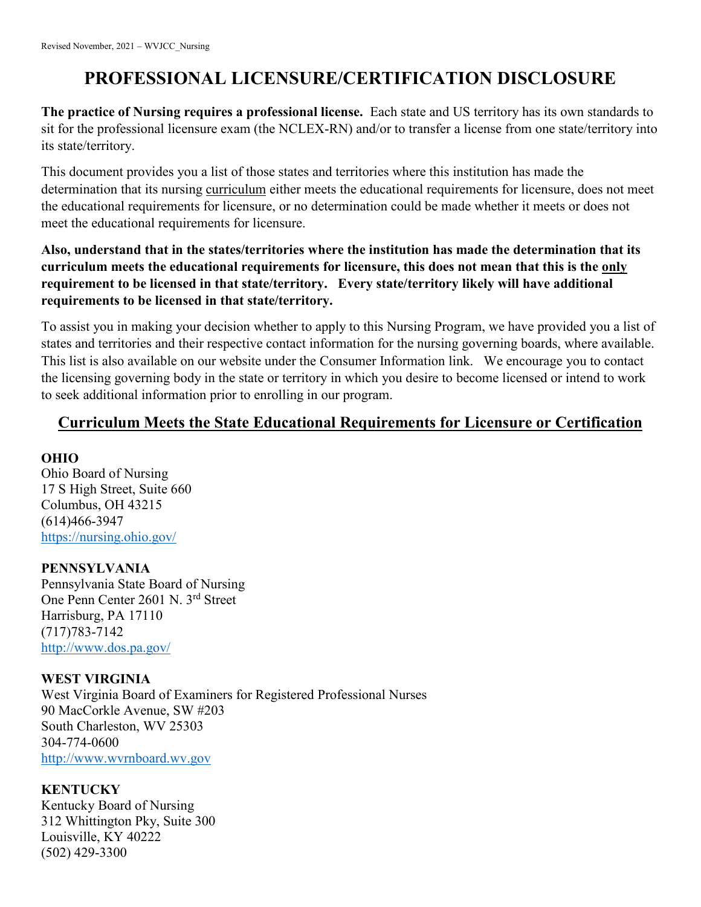# PROFESSIONAL LICENSURE/CERTIFICATION DISCLOSURE

**The practice of Nursing requires a professional license.** Each state and US territory has its own standards to sit for the professional licensure exam (the NCLEX-RN) and/or to transfer a license from one state/territory into its state/territory.

This document provides you a list of those states and territories where this institution has made the determination that its nursing curriculum either meets the educational requirements for licensure, does not meet the educational requirements for licensure, or no determination could be made whether it meets or does not meet the educational requirements for licensure.

**Also, understand that in the states/territories where the institution has made the determination that its curriculum meets the educational requirements for licensure, this does not mean that this is the only requirement to be licensed in that state/territory. Every state/territory likely will have additional requirements to be licensed in that state/territory.**

To assist you in making your decision whether to apply to this Nursing Program, we have provided you a list of states and territories and their respective contact information for the nursing governing boards, where available. This list is also available on our website under the Consumer Information link. We encourage you to contact the licensing governing body in the state or territory in which you desire to become licensed or intend to work to seek additional information prior to enrolling in our program.

## Curriculum Meets the State Educational Requirements for Licensure or Certification

**OHIO**
Ohio Board of Nursing
17 S High Street, Suite 660
Columbus, OH 43215
(614)466-3947
https://nursing.ohio.gov/

**PENNSYLVANIA**
Pennsylvania State Board of Nursing
One Penn Center 2601 N. 3rd Street
Harrisburg, PA 17110
(717)783-7142
http://www.dos.pa.gov/

**WEST VIRGINIA**
West Virginia Board of Examiners for Registered Professional Nurses
90 MacCorkle Avenue, SW #203
South Charleston, WV 25303
304-774-0600
http://www.wvrnboard.wv.gov

**KENTUCKY**
Kentucky Board of Nursing
312 Whittington Pky, Suite 300
Louisville, KY 40222
(502) 429-3300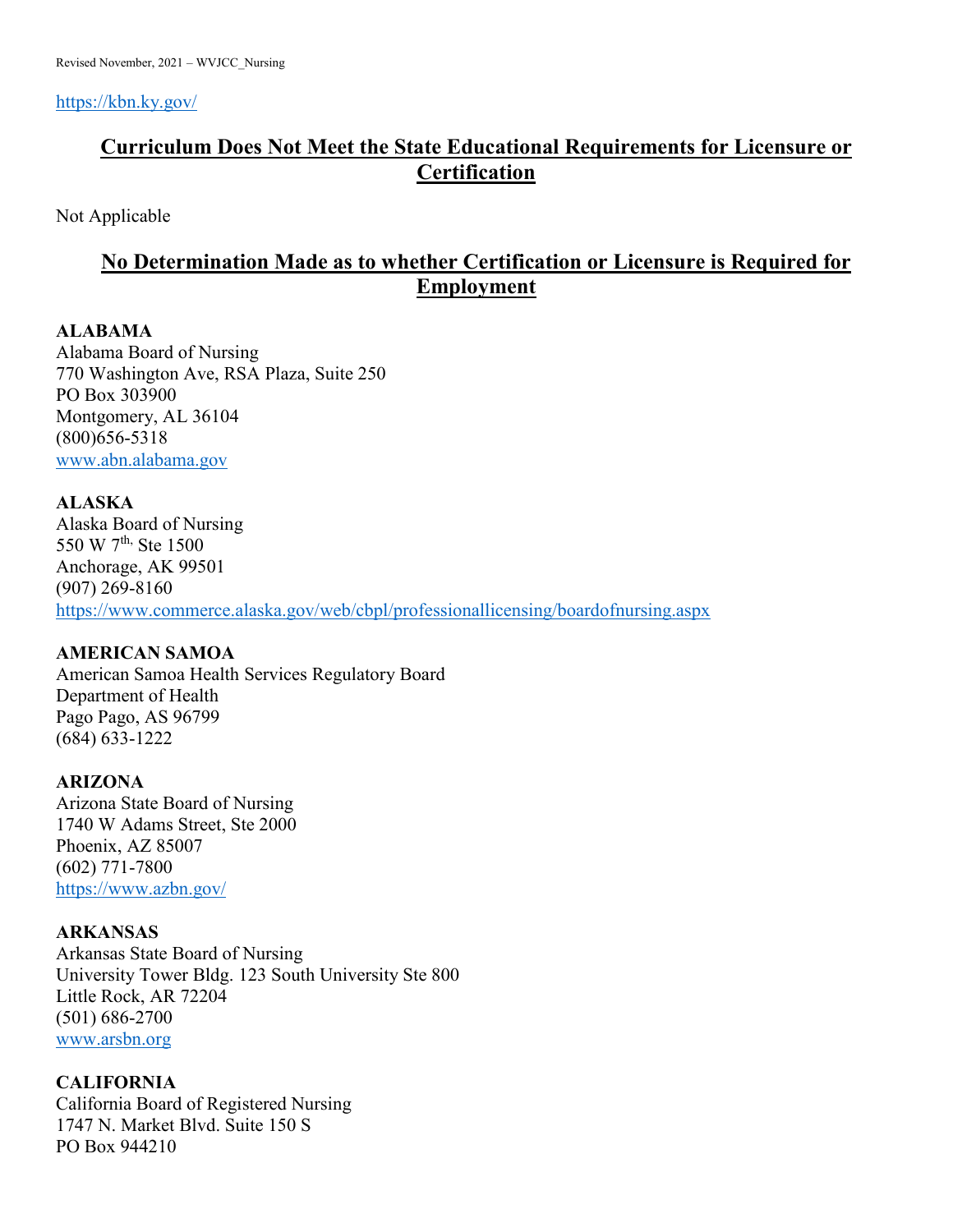https://kbn.ky.gov/

## Curriculum Does Not Meet the State Educational Requirements for Licensure or Certification

Not Applicable

## No Determination Made as to whether Certification or Licensure is Required for Employment

**ALABAMA**
Alabama Board of Nursing
770 Washington Ave, RSA Plaza, Suite 250
PO Box 303900
Montgomery, AL 36104
(800)656-5318
www.abn.alabama.gov

**ALASKA**
Alaska Board of Nursing
550 W 7th, Ste 1500
Anchorage, AK 99501
(907) 269-8160
https://www.commerce.alaska.gov/web/cbpl/professionallicensing/boardofnursing.aspx

**AMERICAN SAMOA**
American Samoa Health Services Regulatory Board
Department of Health
Pago Pago, AS 96799
(684) 633-1222

**ARIZONA**
Arizona State Board of Nursing
1740 W Adams Street, Ste 2000
Phoenix, AZ 85007
(602) 771-7800
https://www.azbn.gov/

**ARKANSAS**
Arkansas State Board of Nursing
University Tower Bldg. 123 South University Ste 800
Little Rock, AR 72204
(501) 686-2700
www.arsbn.org

**CALIFORNIA**
California Board of Registered Nursing
1747 N. Market Blvd. Suite 150 S
PO Box 944210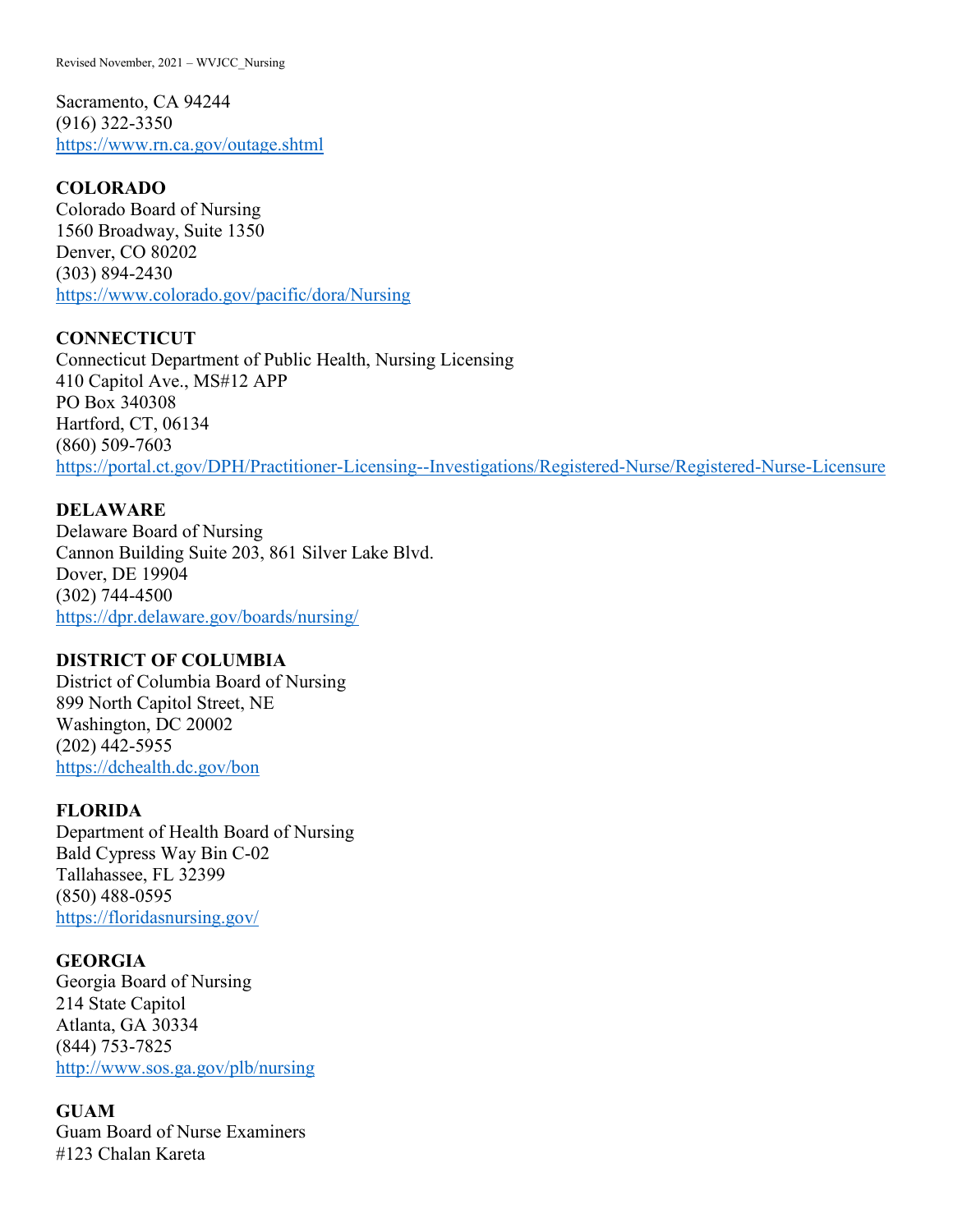Sacramento, CA 94244
(916) 322-3350
https://www.rn.ca.gov/outage.shtml

**COLORADO**
Colorado Board of Nursing
1560 Broadway, Suite 1350
Denver, CO 80202
(303) 894-2430
https://www.colorado.gov/pacific/dora/Nursing

**CONNECTICUT**
Connecticut Department of Public Health, Nursing Licensing
410 Capitol Ave., MS#12 APP
PO Box 340308
Hartford, CT, 06134
(860) 509-7603
https://portal.ct.gov/DPH/Practitioner-Licensing--Investigations/Registered-Nurse/Registered-Nurse-Licensure

**DELAWARE**
Delaware Board of Nursing
Cannon Building Suite 203, 861 Silver Lake Blvd.
Dover, DE 19904
(302) 744-4500
https://dpr.delaware.gov/boards/nursing/

**DISTRICT OF COLUMBIA**
District of Columbia Board of Nursing
899 North Capitol Street, NE
Washington, DC 20002
(202) 442-5955
https://dchealth.dc.gov/bon

**FLORIDA**
Department of Health Board of Nursing
Bald Cypress Way Bin C-02
Tallahassee, FL 32399
(850) 488-0595
https://floridasnursing.gov/

**GEORGIA**
Georgia Board of Nursing
214 State Capitol
Atlanta, GA 30334
(844) 753-7825
http://www.sos.ga.gov/plb/nursing

**GUAM**
Guam Board of Nurse Examiners
#123 Chalan Kareta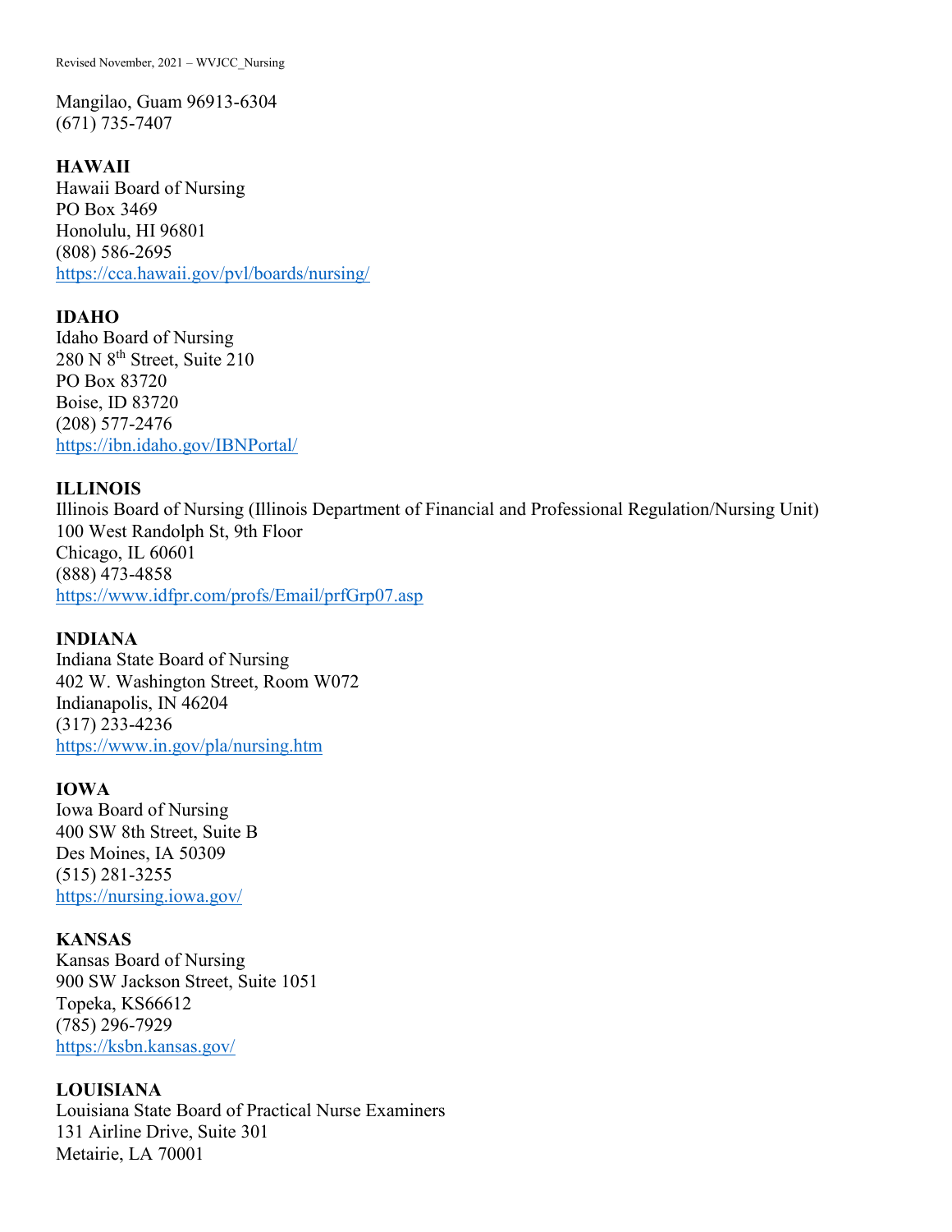Mangilao, Guam 96913-6304
(671) 735-7407

**HAWAII**
Hawaii Board of Nursing
PO Box 3469
Honolulu, HI 96801
(808) 586-2695
https://cca.hawaii.gov/pvl/boards/nursing/

**IDAHO**
Idaho Board of Nursing
280 N 8th Street, Suite 210
PO Box 83720
Boise, ID 83720
(208) 577-2476
https://ibn.idaho.gov/IBNPortal/

**ILLINOIS**
Illinois Board of Nursing (Illinois Department of Financial and Professional Regulation/Nursing Unit)
100 West Randolph St, 9th Floor
Chicago, IL 60601
(888) 473-4858
https://www.idfpr.com/profs/Email/prfGrp07.asp

**INDIANA**
Indiana State Board of Nursing
402 W. Washington Street, Room W072
Indianapolis, IN 46204
(317) 233-4236
https://www.in.gov/pla/nursing.htm

**IOWA**
Iowa Board of Nursing
400 SW 8th Street, Suite B
Des Moines, IA 50309
(515) 281-3255
https://nursing.iowa.gov/

**KANSAS**
Kansas Board of Nursing
900 SW Jackson Street, Suite 1051
Topeka, KS66612
(785) 296-7929
https://ksbn.kansas.gov/

**LOUISIANA**
Louisiana State Board of Practical Nurse Examiners
131 Airline Drive, Suite 301
Metairie, LA 70001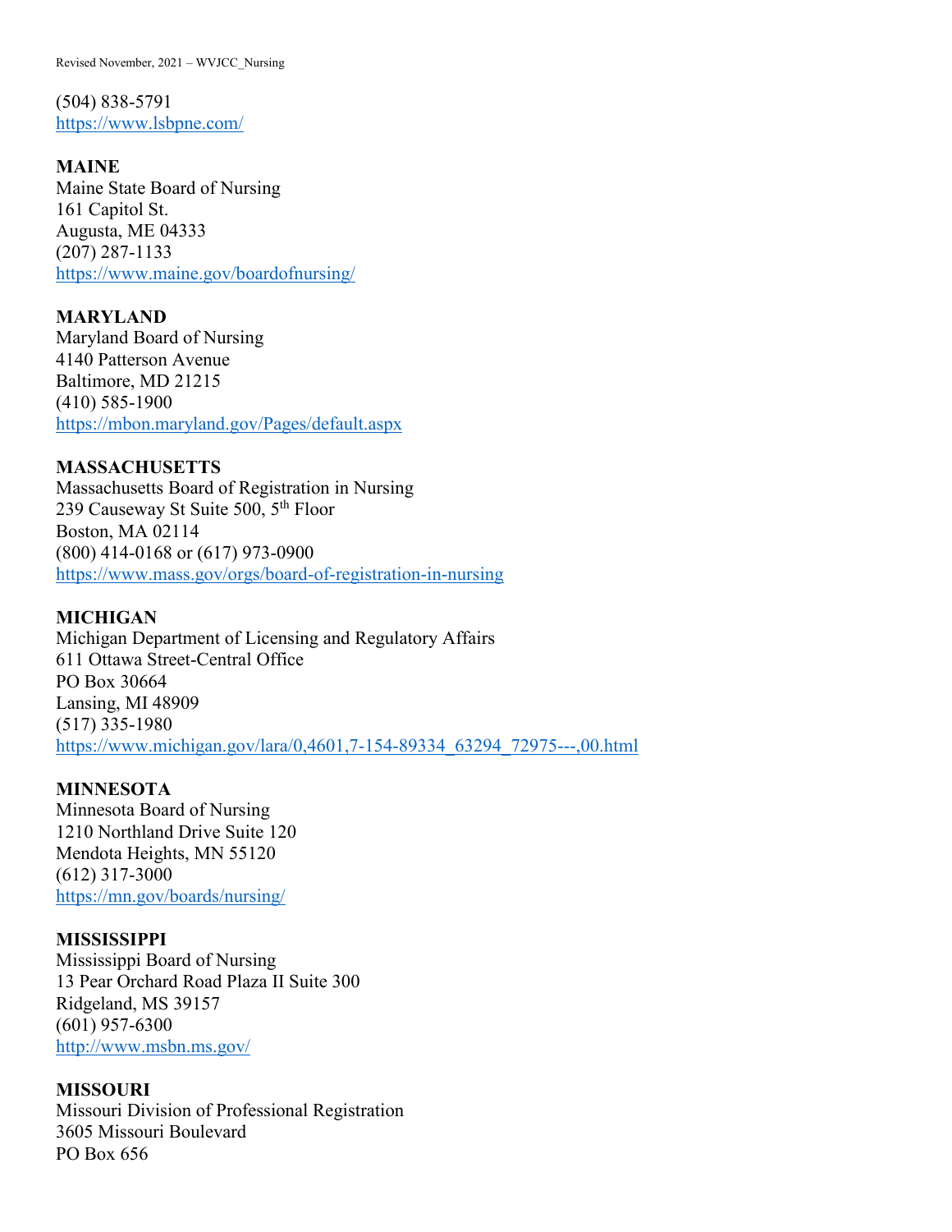(504) 838-5791
https://www.lsbpne.com/

**MAINE**
Maine State Board of Nursing
161 Capitol St.
Augusta, ME 04333
(207) 287-1133
https://www.maine.gov/boardofnursing/

**MARYLAND**
Maryland Board of Nursing
4140 Patterson Avenue
Baltimore, MD 21215
(410) 585-1900
https://mbon.maryland.gov/Pages/default.aspx

**MASSACHUSETTS**
Massachusetts Board of Registration in Nursing
239 Causeway St Suite 500, 5th Floor
Boston, MA 02114
(800) 414-0168 or (617) 973-0900
https://www.mass.gov/orgs/board-of-registration-in-nursing

**MICHIGAN**
Michigan Department of Licensing and Regulatory Affairs
611 Ottawa Street-Central Office
PO Box 30664
Lansing, MI 48909
(517) 335-1980
https://www.michigan.gov/lara/0,4601,7-154-89334_63294_72975---,00.html

**MINNESOTA**
Minnesota Board of Nursing
1210 Northland Drive Suite 120
Mendota Heights, MN 55120
(612) 317-3000
https://mn.gov/boards/nursing/

**MISSISSIPPI**
Mississippi Board of Nursing
13 Pear Orchard Road Plaza II Suite 300
Ridgeland, MS 39157
(601) 957-6300
http://www.msbn.ms.gov/

**MISSOURI**
Missouri Division of Professional Registration
3605 Missouri Boulevard
PO Box 656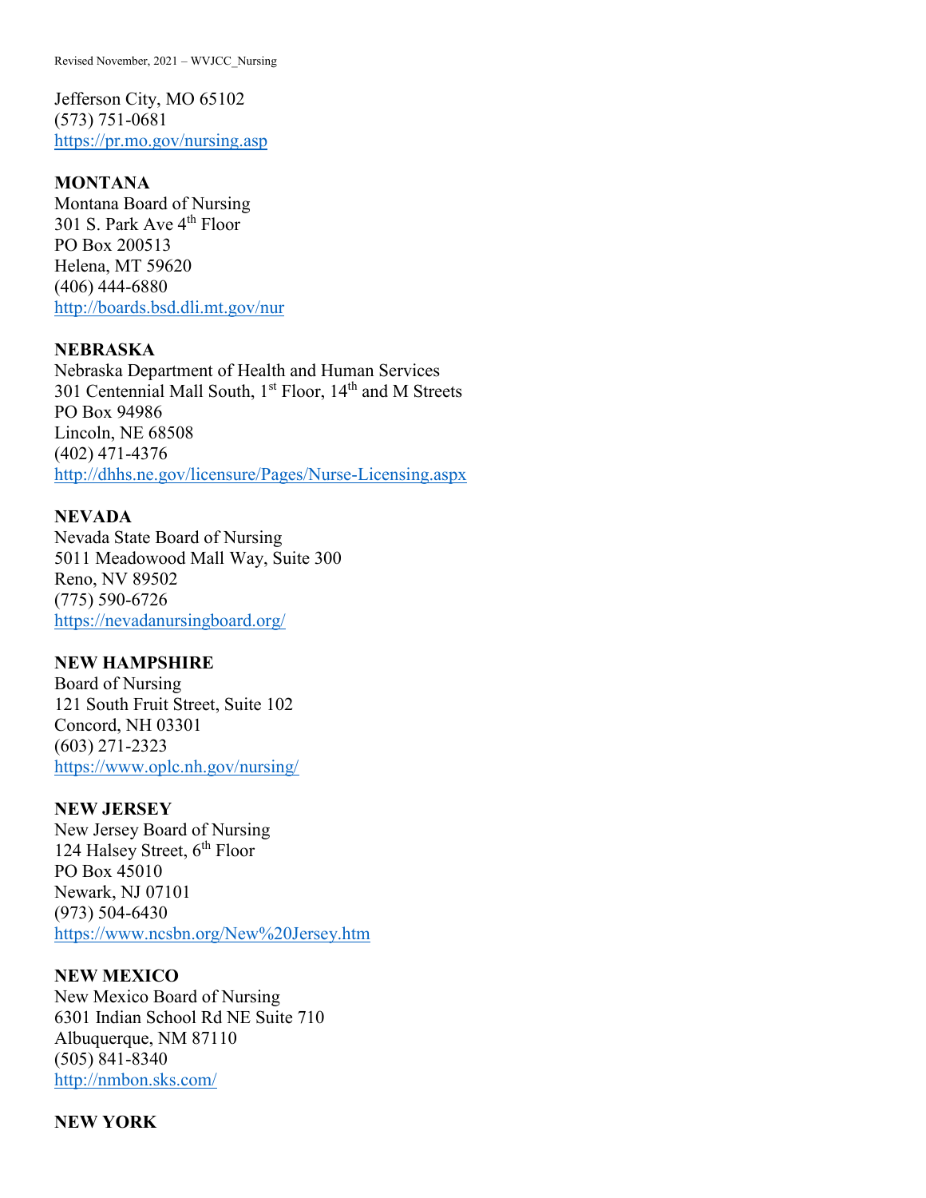Jefferson City, MO 65102
(573) 751-0681
https://pr.mo.gov/nursing.asp

**MONTANA**
Montana Board of Nursing
301 S. Park Ave 4th Floor
PO Box 200513
Helena, MT 59620
(406) 444-6880
http://boards.bsd.dli.mt.gov/nur

**NEBRASKA**
Nebraska Department of Health and Human Services
301 Centennial Mall South, 1st Floor, 14th and M Streets
PO Box 94986
Lincoln, NE 68508
(402) 471-4376
http://dhhs.ne.gov/licensure/Pages/Nurse-Licensing.aspx

**NEVADA**
Nevada State Board of Nursing
5011 Meadowood Mall Way, Suite 300
Reno, NV 89502
(775) 590-6726
https://nevadanursingboard.org/

**NEW HAMPSHIRE**
Board of Nursing
121 South Fruit Street, Suite 102
Concord, NH 03301
(603) 271-2323
https://www.oplc.nh.gov/nursing/

**NEW JERSEY**
New Jersey Board of Nursing
124 Halsey Street, 6th Floor
PO Box 45010
Newark, NJ 07101
(973) 504-6430
https://www.ncsbn.org/New%20Jersey.htm

**NEW MEXICO**
New Mexico Board of Nursing
6301 Indian School Rd NE Suite 710
Albuquerque, NM 87110
(505) 841-8340
http://nmbon.sks.com/

**NEW YORK**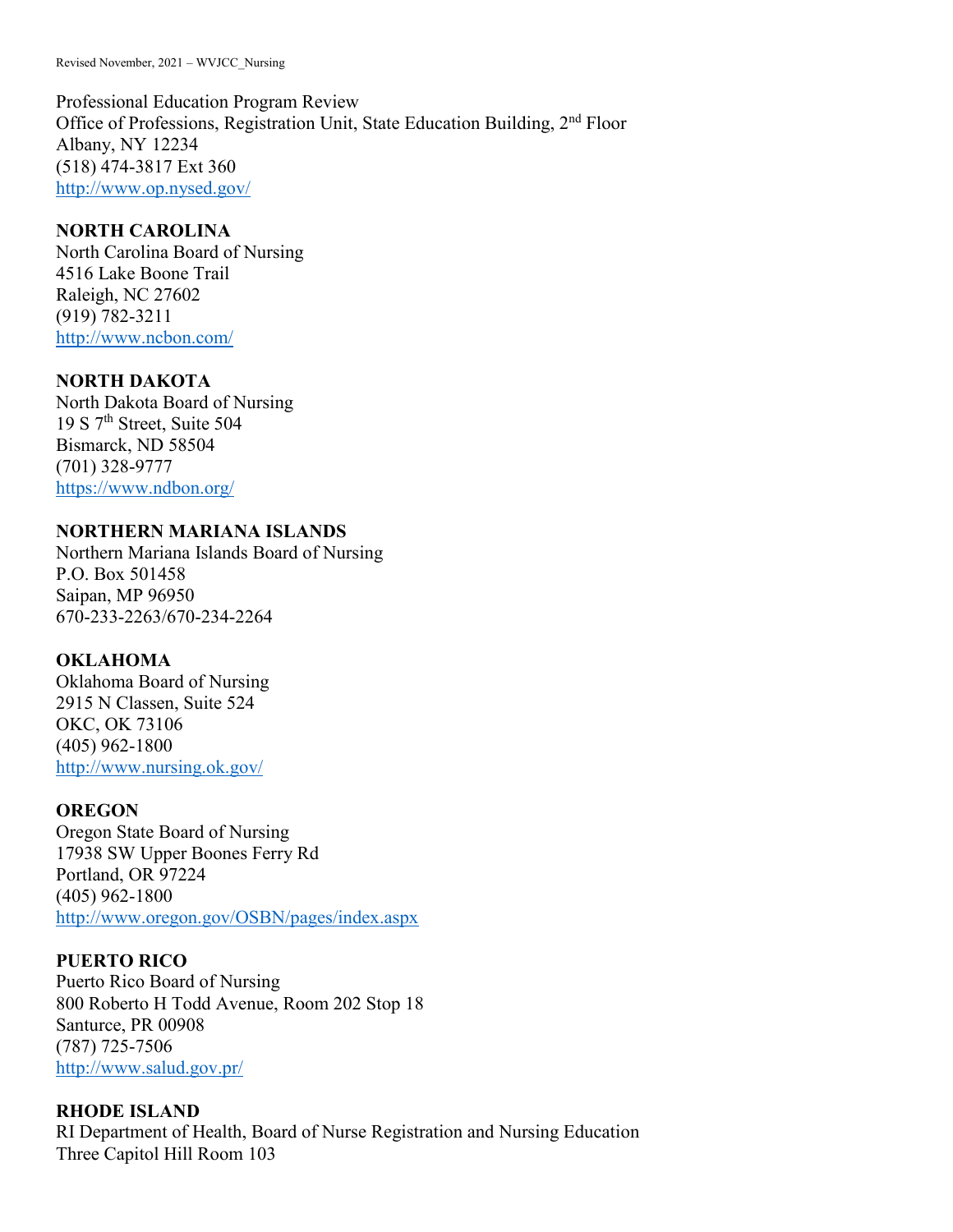Professional Education Program Review
Office of Professions, Registration Unit, State Education Building, 2nd Floor
Albany, NY 12234
(518) 474-3817 Ext 360
http://www.op.nysed.gov/

**NORTH CAROLINA**
North Carolina Board of Nursing
4516 Lake Boone Trail
Raleigh, NC 27602
(919) 782-3211
http://www.ncbon.com/

**NORTH DAKOTA**
North Dakota Board of Nursing
19 S 7th Street, Suite 504
Bismarck, ND 58504
(701) 328-9777
https://www.ndbon.org/

**NORTHERN MARIANA ISLANDS**
Northern Mariana Islands Board of Nursing
P.O. Box 501458
Saipan, MP 96950
670-233-2263/670-234-2264

**OKLAHOMA**
Oklahoma Board of Nursing
2915 N Classen, Suite 524
OKC, OK 73106
(405) 962-1800
http://www.nursing.ok.gov/

**OREGON**
Oregon State Board of Nursing
17938 SW Upper Boones Ferry Rd
Portland, OR 97224
(405) 962-1800
http://www.oregon.gov/OSBN/pages/index.aspx

**PUERTO RICO**
Puerto Rico Board of Nursing
800 Roberto H Todd Avenue, Room 202 Stop 18
Santurce, PR 00908
(787) 725-7506
http://www.salud.gov.pr/

**RHODE ISLAND**
RI Department of Health, Board of Nurse Registration and Nursing Education
Three Capitol Hill Room 103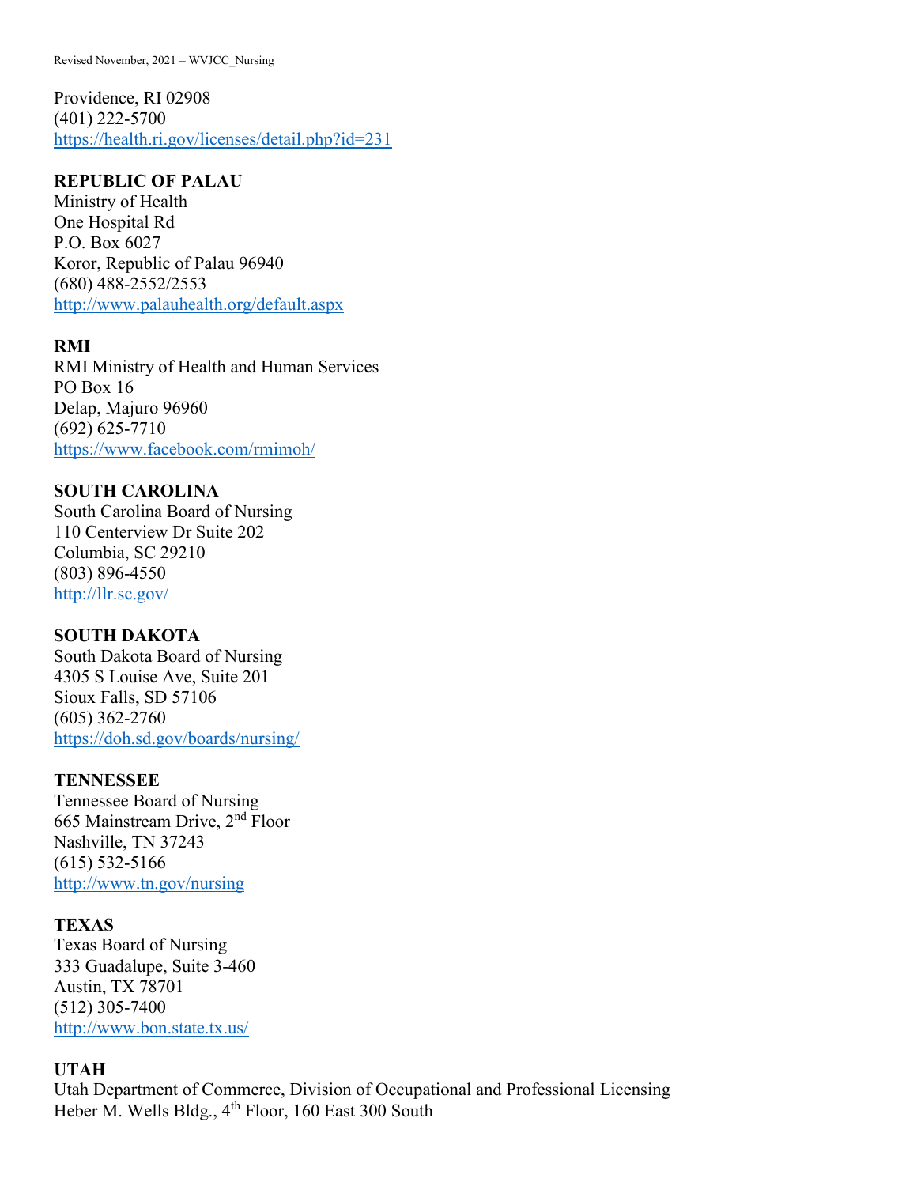Providence, RI 02908
(401) 222-5700
https://health.ri.gov/licenses/detail.php?id=231

**REPUBLIC OF PALAU**
Ministry of Health
One Hospital Rd
P.O. Box 6027
Koror, Republic of Palau 96940
(680) 488-2552/2553
http://www.palauhealth.org/default.aspx

**RMI**
RMI Ministry of Health and Human Services
PO Box 16
Delap, Majuro 96960
(692) 625-7710
https://www.facebook.com/rmimoh/

**SOUTH CAROLINA**
South Carolina Board of Nursing
110 Centerview Dr Suite 202
Columbia, SC 29210
(803) 896-4550
http://llr.sc.gov/

**SOUTH DAKOTA**
South Dakota Board of Nursing
4305 S Louise Ave, Suite 201
Sioux Falls, SD 57106
(605) 362-2760
https://doh.sd.gov/boards/nursing/

**TENNESSEE**
Tennessee Board of Nursing
665 Mainstream Drive, 2nd Floor
Nashville, TN 37243
(615) 532-5166
http://www.tn.gov/nursing

**TEXAS**
Texas Board of Nursing
333 Guadalupe, Suite 3-460
Austin, TX 78701
(512) 305-7400
http://www.bon.state.tx.us/

**UTAH**
Utah Department of Commerce, Division of Occupational and Professional Licensing
Heber M. Wells Bldg., 4th Floor, 160 East 300 South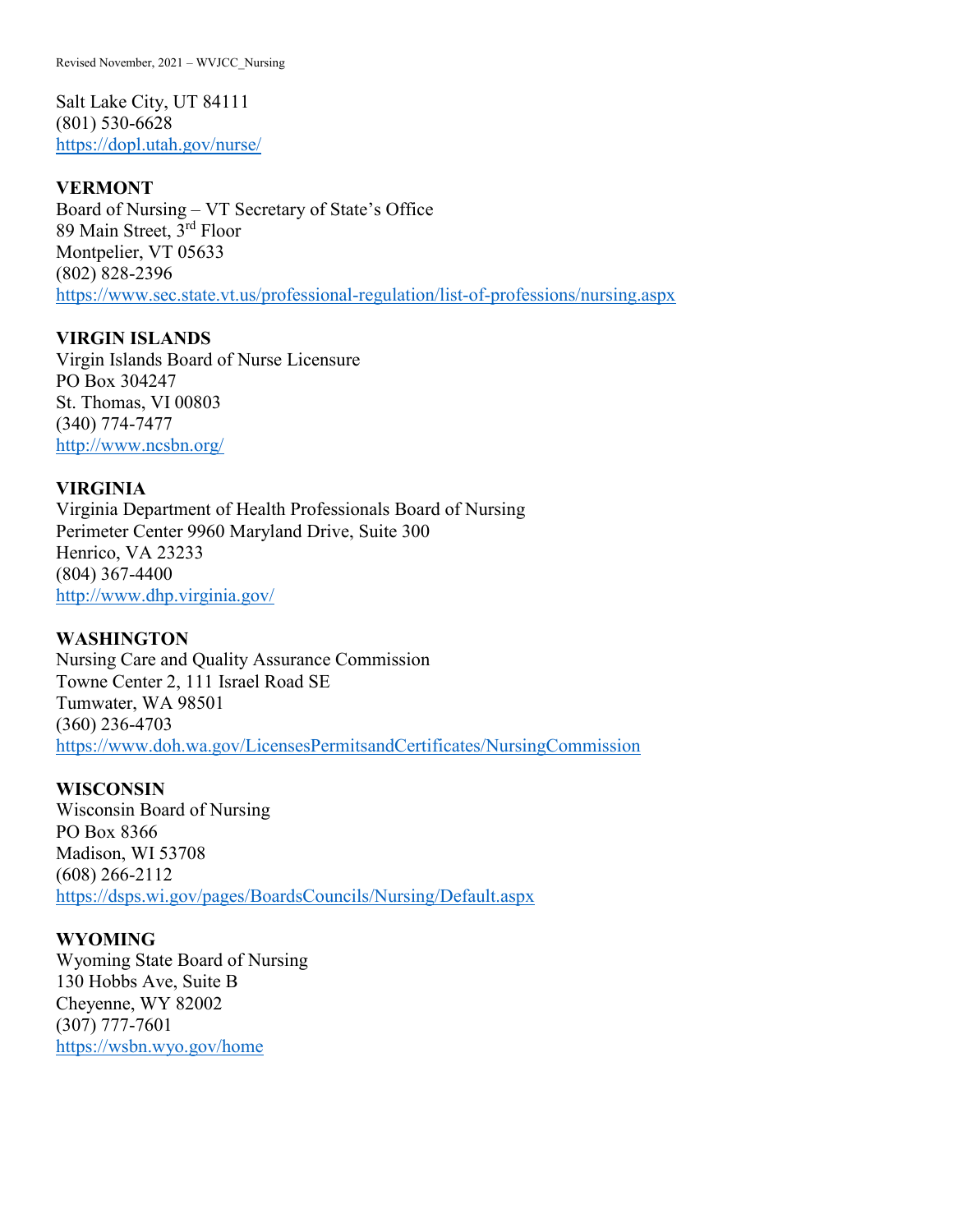Salt Lake City, UT 84111
(801) 530-6628
https://dopl.utah.gov/nurse/

**VERMONT**
Board of Nursing – VT Secretary of State's Office
89 Main Street, 3rd Floor
Montpelier, VT 05633
(802) 828-2396
https://www.sec.state.vt.us/professional-regulation/list-of-professions/nursing.aspx

**VIRGIN ISLANDS**
Virgin Islands Board of Nurse Licensure
PO Box 304247
St. Thomas, VI 00803
(340) 774-7477
http://www.ncsbn.org/

**VIRGINIA**
Virginia Department of Health Professionals Board of Nursing
Perimeter Center 9960 Maryland Drive, Suite 300
Henrico, VA 23233
(804) 367-4400
http://www.dhp.virginia.gov/

**WASHINGTON**
Nursing Care and Quality Assurance Commission
Towne Center 2, 111 Israel Road SE
Tumwater, WA 98501
(360) 236-4703
https://www.doh.wa.gov/LicensesPermitsandCertificates/NursingCommission

**WISCONSIN**
Wisconsin Board of Nursing
PO Box 8366
Madison, WI 53708
(608) 266-2112
https://dsps.wi.gov/pages/BoardsCouncils/Nursing/Default.aspx

**WYOMING**
Wyoming State Board of Nursing
130 Hobbs Ave, Suite B
Cheyenne, WY 82002
(307) 777-7601
https://wsbn.wyo.gov/home